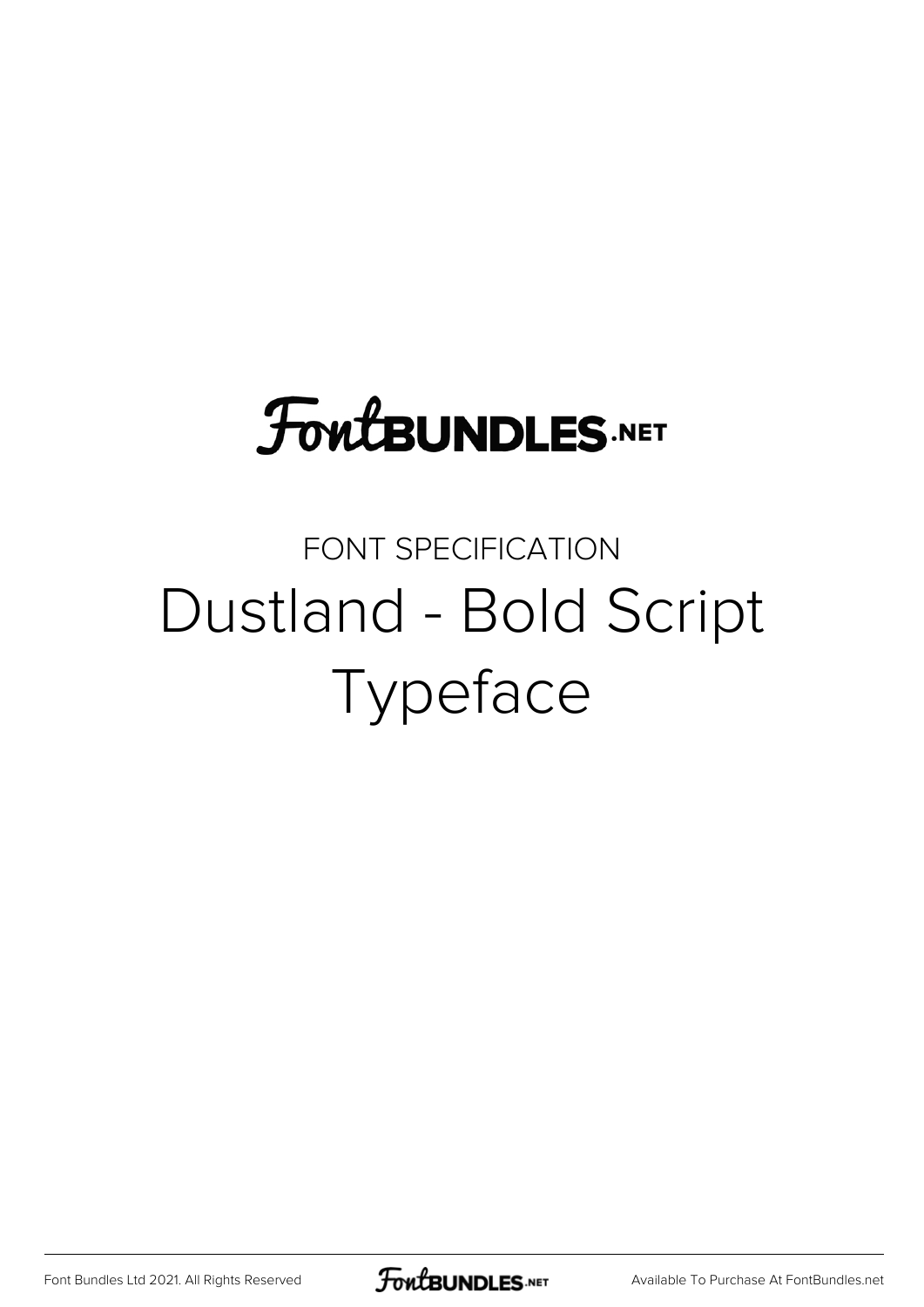FontBUNDLES.NET

FONT SPECIFICATION

# Dustland - Bold Script Typeface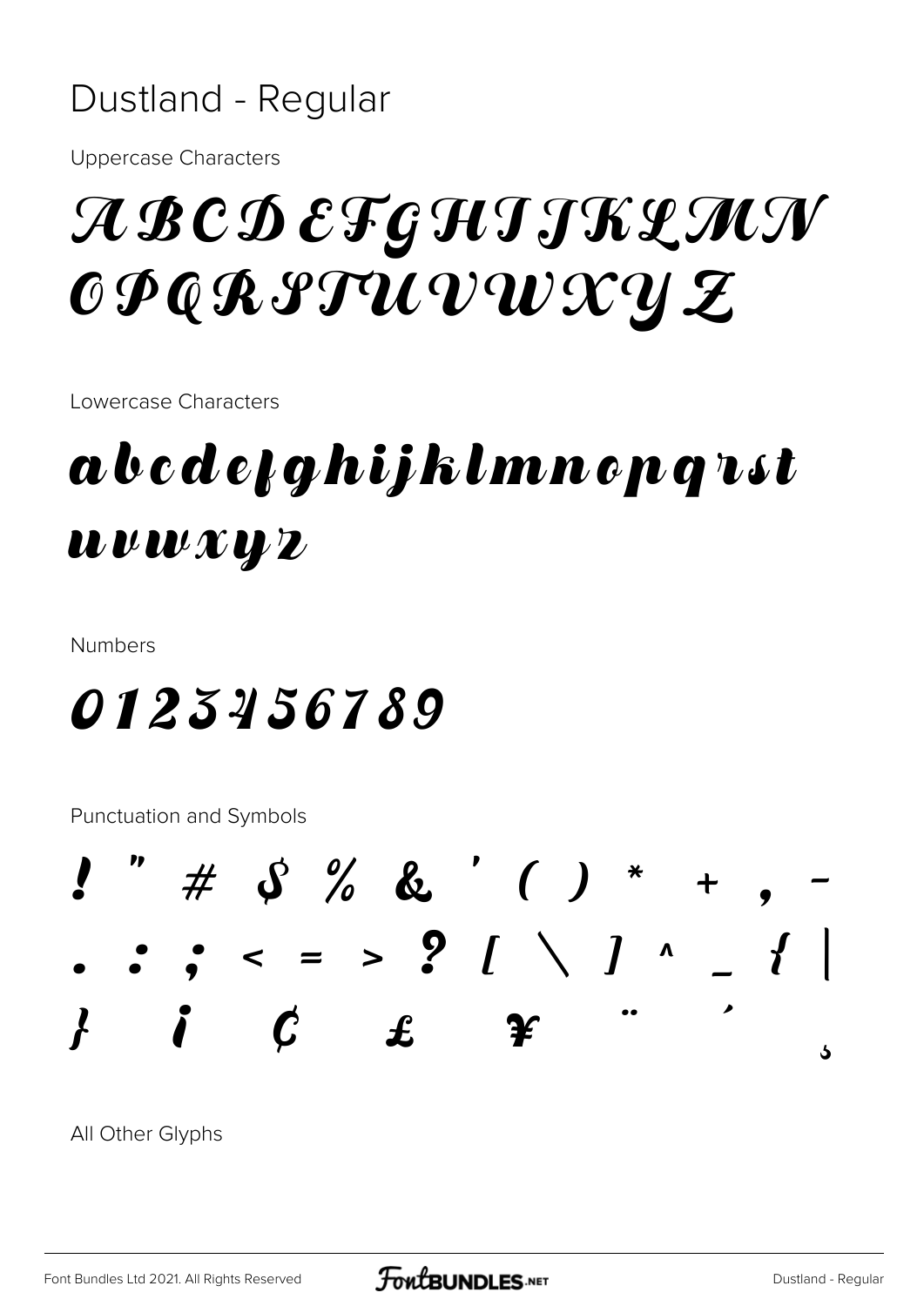# Dustland - Regular

Uppercase Characters

A B C D E F G H I J K L M N O P Q R S T U V W X Y Z

Lowercase Characters

a b c d e f g h i j k l m n o p q r s t u v w x y z

Numbers

0 1 2 3 4 5 6 7 8 9

Punctuation and Symbols

! " # $ % & ' ( ) * + , -
. : ; < = > ? [ \ ] ^ _ { |
} ¡ ¢ £ ¥ ¨ ´ ¸

All Other Glyphs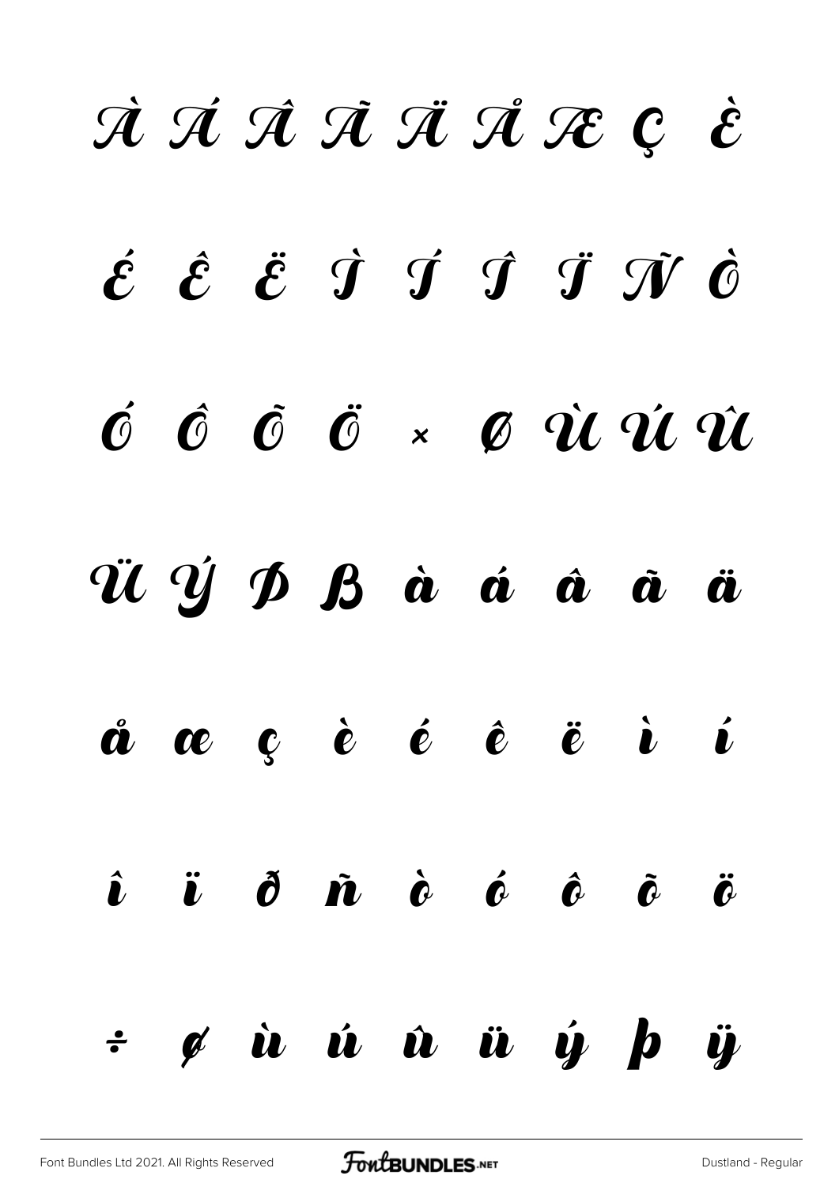À Á Â Ã Ä Å Æ Ç È

É Ê Ë Ì Í Î Ï Ñ Ò

Ó Ô Õ Ö × Ø Ù Ú Û

Ü Ý Þ ß à á â ã ä

å æ ç è é ê ë ì í

î ï ð ñ ò ó ô õ ö

÷ ø ù ú û ü ý þ ÿ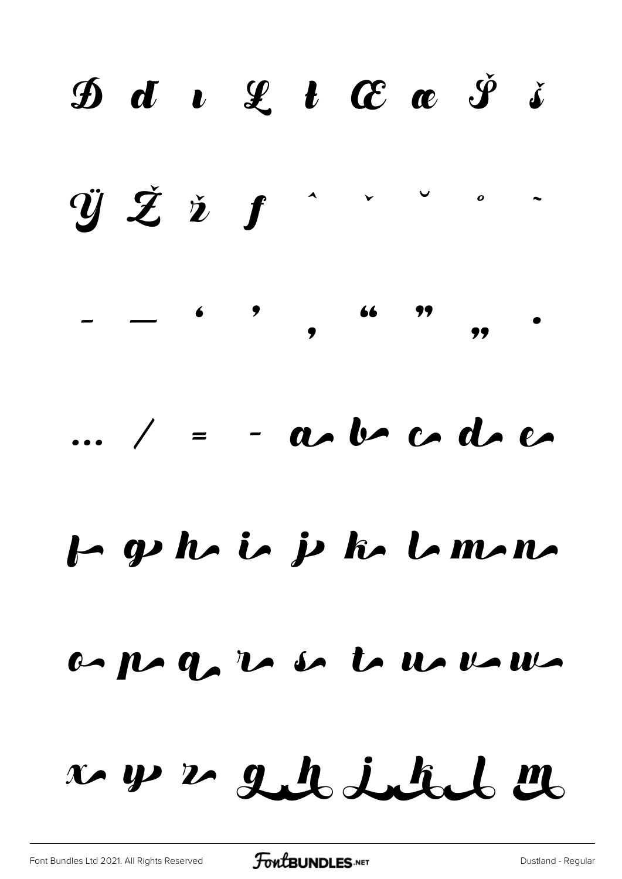Đ đ ı Ł ł Œ œ Š š

Ÿ Ž ž ƒ ˆ ˇ ˘ ˚ ˜

– — ‘ ’ ‚ “ ” „ •

… / = - a b c d e

f g h i j k l m n

o p q r s t u v w

x y z g h i k l m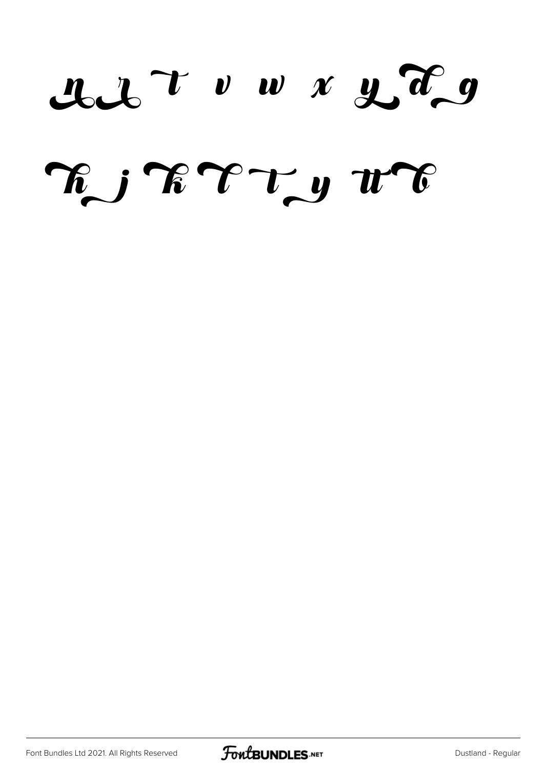n r t v w x y d g

h j k l t y tt b